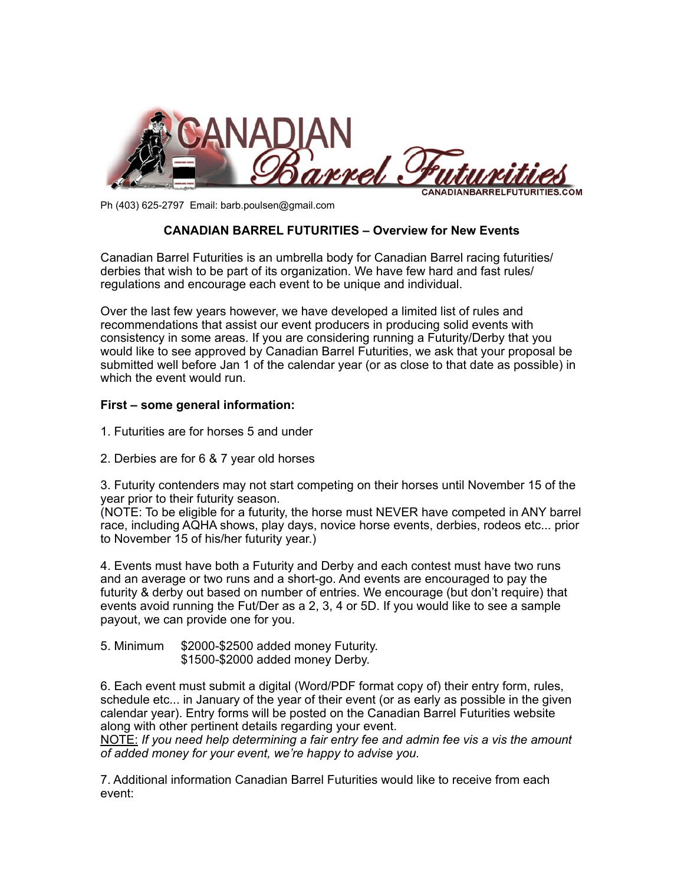# CANADIAN Barrel Futurities

CANADIANBARRELFUTURITIES.COM

Ph (403) 625-2797 Email: barb.poulsen@gmail.com

## CANADIAN BARREL FUTURITIES – Overview for New Events

Canadian Barrel Futurities is an umbrella body for Canadian Barrel racing futurities/ derbies that wish to be part of its organization. We have few hard and fast rules/ regulations and encourage each event to be unique and individual.

Over the last few years however, we have developed a limited list of rules and recommendations that assist our event producers in producing solid events with consistency in some areas. If you are considering running a Futurity/Derby that you would like to see approved by Canadian Barrel Futurities, we ask that your proposal be submitted well before Jan 1 of the calendar year (or as close to that date as possible) in which the event would run.

**First – some general information:**

1. Futurities are for horses 5 and under

2. Derbies are for 6 & 7 year old horses

3. Futurity contenders may not start competing on their horses until November 15 of the year prior to their futurity season.
(NOTE: To be eligible for a futurity, the horse must NEVER have competed in ANY barrel race, including AQHA shows, play days, novice horse events, derbies, rodeos etc... prior to November 15 of his/her futurity year.)

4. Events must have both a Futurity and Derby and each contest must have two runs and an average or two runs and a short-go. And events are encouraged to pay the futurity & derby out based on number of entries. We encourage (but don't require) that events avoid running the Fut/Der as a 2, 3, 4 or 5D. If you would like to see a sample payout, we can provide one for you.

5. Minimum $2000-$2500 added money Futurity.
$1500-$2000 added money Derby.

6. Each event must submit a digital (Word/PDF format copy of) their entry form, rules, schedule etc... in January of the year of their event (or as early as possible in the given calendar year). Entry forms will be posted on the Canadian Barrel Futurities website along with other pertinent details regarding your event.
NOTE: *If you need help determining a fair entry fee and admin fee vis a vis the amount of added money for your event, we're happy to advise you.*

7. Additional information Canadian Barrel Futurities would like to receive from each event: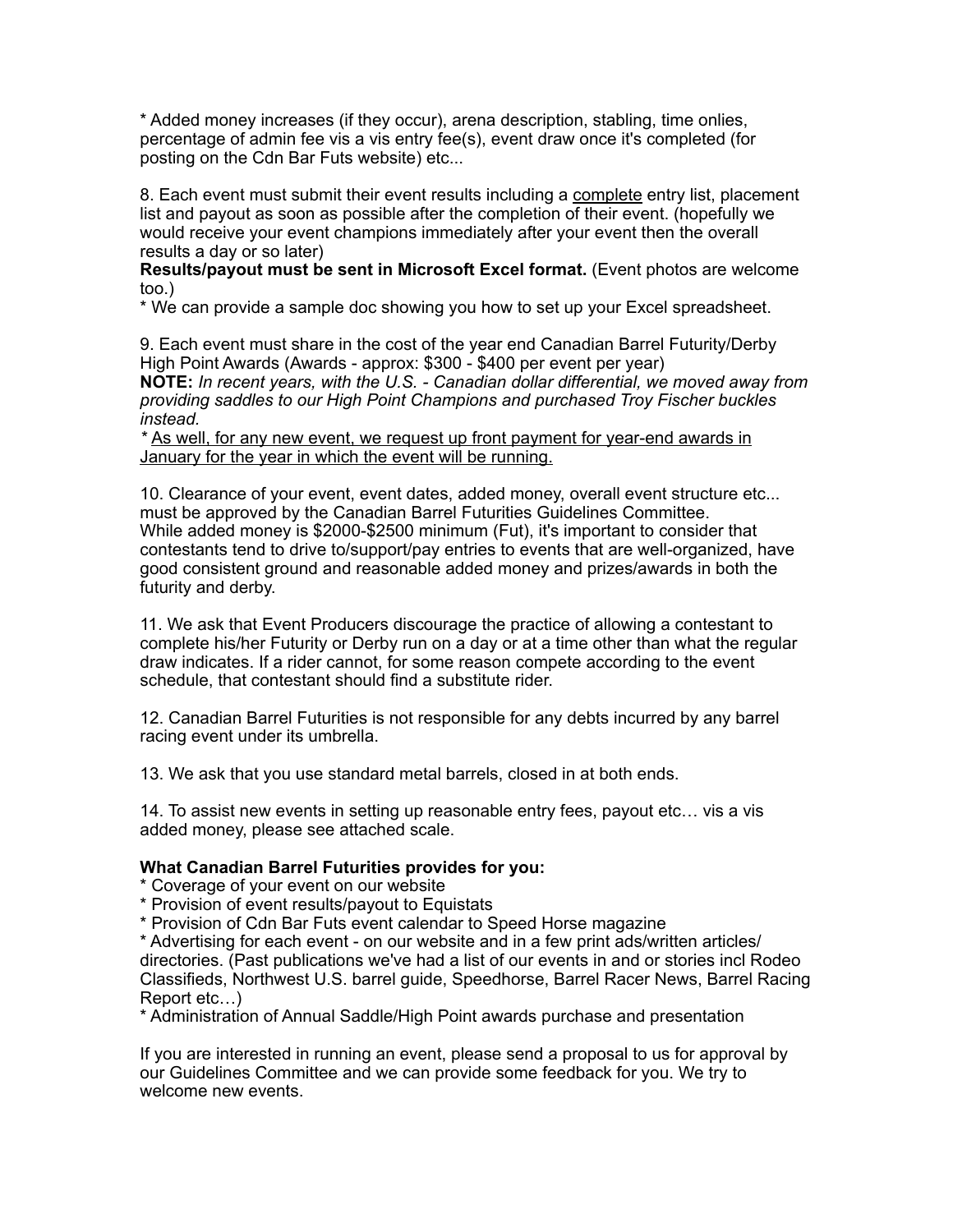* Added money increases (if they occur), arena description, stabling, time onlies, percentage of admin fee vis a vis entry fee(s), event draw once it's completed (for posting on the Cdn Bar Futs website) etc...

8. Each event must submit their event results including a <u>complete</u> entry list, placement list and payout as soon as possible after the completion of their event. (hopefully we would receive your event champions immediately after your event then the overall results a day or so later)
**Results/payout must be sent in Microsoft Excel format.** (Event photos are welcome too.)
* We can provide a sample doc showing you how to set up your Excel spreadsheet.

9. Each event must share in the cost of the year end Canadian Barrel Futurity/Derby High Point Awards (Awards - approx: $300 - $400 per event per year)
**NOTE:** *In recent years, with the U.S. - Canadian dollar differential, we moved away from providing saddles to our High Point Champions and purchased Troy Fischer buckles instead.*
*\* <u>As well, for any new event, we request up front payment for year-end awards in January for the year in which the event will be running.</u>*

10. Clearance of your event, event dates, added money, overall event structure etc... must be approved by the Canadian Barrel Futurities Guidelines Committee.
While added money is $2000-$2500 minimum (Fut), it's important to consider that contestants tend to drive to/support/pay entries to events that are well-organized, have good consistent ground and reasonable added money and prizes/awards in both the futurity and derby.

11. We ask that Event Producers discourage the practice of allowing a contestant to complete his/her Futurity or Derby run on a day or at a time other than what the regular draw indicates. If a rider cannot, for some reason compete according to the event schedule, that contestant should find a substitute rider.

12. Canadian Barrel Futurities is not responsible for any debts incurred by any barrel racing event under its umbrella.

13. We ask that you use standard metal barrels, closed in at both ends.

14. To assist new events in setting up reasonable entry fees, payout etc… vis a vis added money, please see attached scale.

**What Canadian Barrel Futurities provides for you:**
* Coverage of your event on our website
* Provision of event results/payout to Equistats
* Provision of Cdn Bar Futs event calendar to Speed Horse magazine
* Advertising for each event - on our website and in a few print ads/written articles/directories. (Past publications we've had a list of our events in and or stories incl Rodeo Classifieds, Northwest U.S. barrel guide, Speedhorse, Barrel Racer News, Barrel Racing Report etc…)
* Administration of Annual Saddle/High Point awards purchase and presentation

If you are interested in running an event, please send a proposal to us for approval by our Guidelines Committee and we can provide some feedback for you. We try to welcome new events.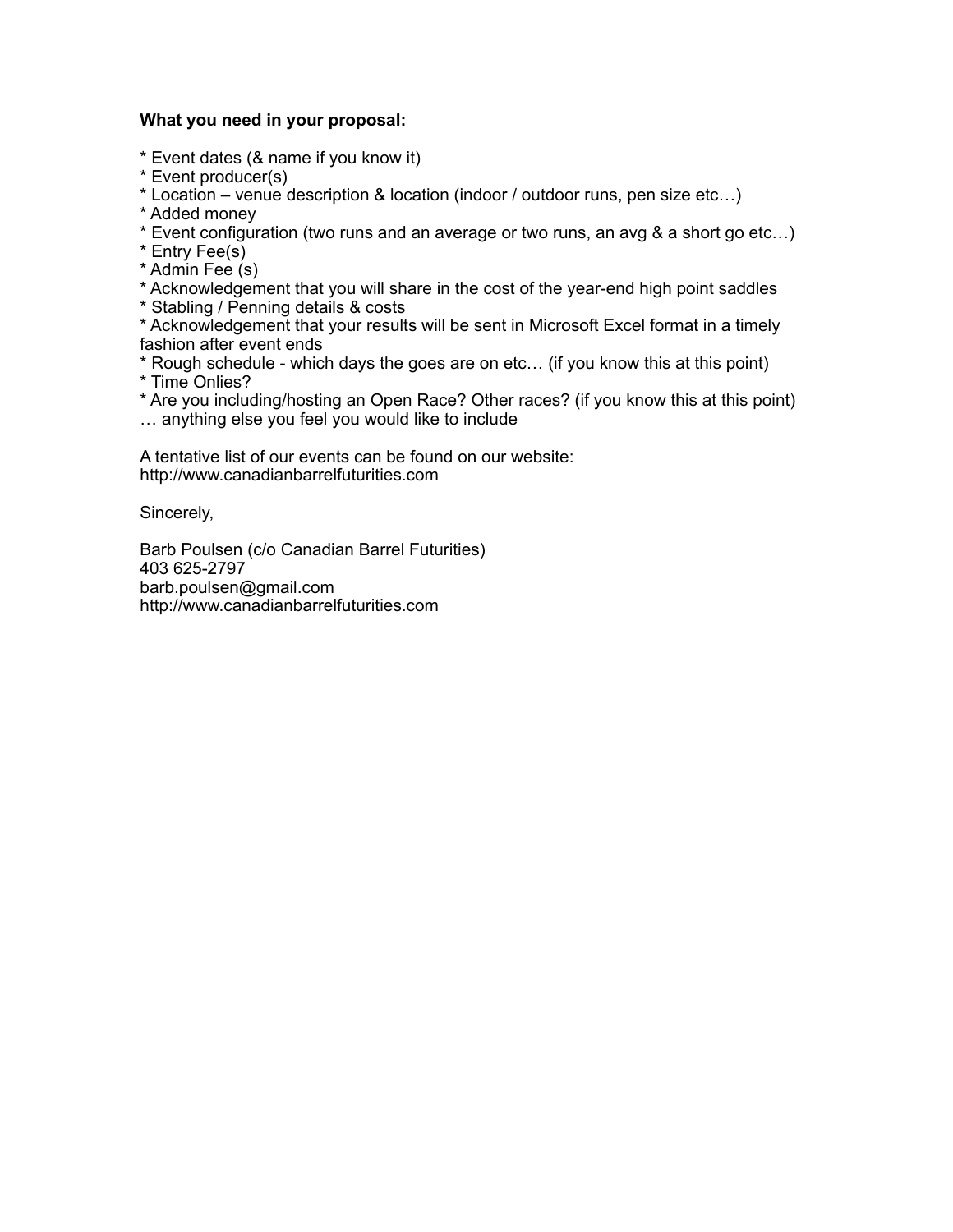**What you need in your proposal:**

* Event dates (& name if you know it)
* Event producer(s)
* Location – venue description & location (indoor / outdoor runs, pen size etc…)
* Added money
* Event configuration (two runs and an average or two runs, an avg & a short go etc…)
* Entry Fee(s)
* Admin Fee (s)
* Acknowledgement that you will share in the cost of the year-end high point saddles
* Stabling / Penning details & costs
* Acknowledgement that your results will be sent in Microsoft Excel format in a timely fashion after event ends
* Rough schedule - which days the goes are on etc… (if you know this at this point)
* Time Onlies?
* Are you including/hosting an Open Race? Other races? (if you know this at this point)

… anything else you feel you would like to include

A tentative list of our events can be found on our website:
http://www.canadianbarrelfuturities.com

Sincerely,

Barb Poulsen (c/o Canadian Barrel Futurities)
403 625-2797
barb.poulsen@gmail.com
http://www.canadianbarrelfuturities.com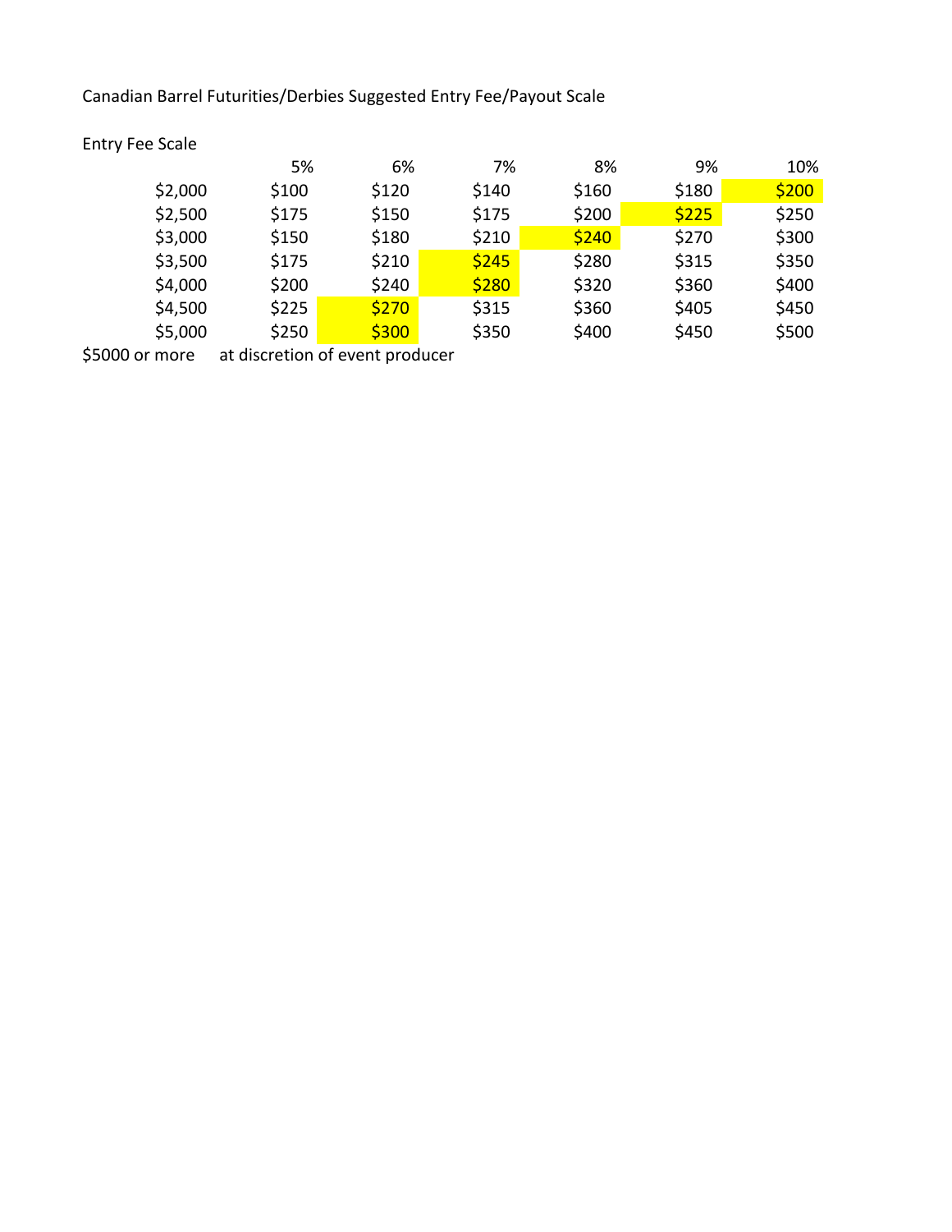Canadian Barrel Futurities/Derbies Suggested Entry Fee/Payout Scale

Entry Fee Scale

| | 5% | 6% | 7% | 8% | 9% | 10% |
|---|---|---|---|---|---|---|
| $2,000 | $100 | $120 | $140 | $160 | $180 | $200 |
| $2,500 | $175 | $150 | $175 | $200 | $225 | $250 |
| $3,000 | $150 | $180 | $210 | $240 | $270 | $300 |
| $3,500 | $175 | $210 | $245 | $280 | $315 | $350 |
| $4,000 | $200 | $240 | $280 | $320 | $360 | $400 |
| $4,500 | $225 | $270 | $315 | $360 | $405 | $450 |
| $5,000 | $250 | $300 | $350 | $400 | $450 | $500 |

$5000 or more at discretion of event producer